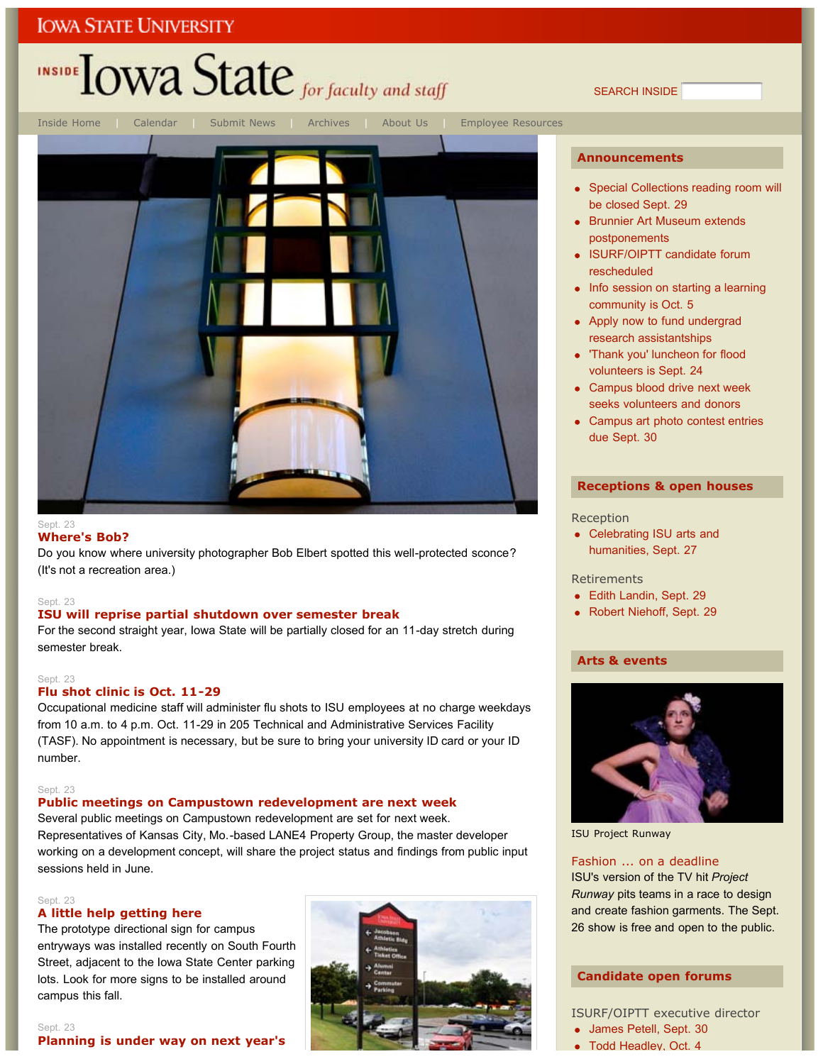IOWA STATE UNIVERSITY

# INSIDE Iowa State *for faculty and staff*

SEARCH INSIDE

Inside Home | Calendar | Submit News | Archives | About Us | Employee Resources

Sept. 23

### Where's Bob?

Do you know where university photographer Bob Elbert spotted this well-protected sconce? (It's not a recreation area.)

Sept. 23

### ISU will reprise partial shutdown over semester break

For the second straight year, Iowa State will be partially closed for an 11-day stretch during semester break.

Sept. 23

### Flu shot clinic is Oct. 11-29

Occupational medicine staff will administer flu shots to ISU employees at no charge weekdays from 10 a.m. to 4 p.m. Oct. 11-29 in 205 Technical and Administrative Services Facility (TASF). No appointment is necessary, but be sure to bring your university ID card or your ID number.

Sept. 23

### Public meetings on Campustown redevelopment are next week

Several public meetings on Campustown redevelopment are set for next week. Representatives of Kansas City, Mo.-based LANE4 Property Group, the master developer working on a development concept, will share the project status and findings from public input sessions held in June.

Sept. 23

### A little help getting here

The prototype directional sign for campus entryways was installed recently on South Fourth Street, adjacent to the Iowa State Center parking lots. Look for more signs to be installed around campus this fall.

Sept. 23

### Planning is under way on next year's

## Announcements

- Special Collections reading room will be closed Sept. 29
- Brunnier Art Museum extends postponements
- ISURF/OIPTT candidate forum rescheduled
- Info session on starting a learning community is Oct. 5
- Apply now to fund undergrad research assistantships
- 'Thank you' luncheon for flood volunteers is Sept. 24
- Campus blood drive next week seeks volunteers and donors
- Campus art photo contest entries due Sept. 30

## Receptions & open houses

Reception

- Celebrating ISU arts and humanities, Sept. 27

Retirements

- Edith Landin, Sept. 29
- Robert Niehoff, Sept. 29

## Arts & events

ISU Project Runway

### Fashion ... on a deadline

ISU's version of the TV hit *Project Runway* pits teams in a race to design and create fashion garments. The Sept. 26 show is free and open to the public.

## Candidate open forums

ISURF/OIPTT executive director

- James Petell, Sept. 30
- Todd Headley, Oct. 4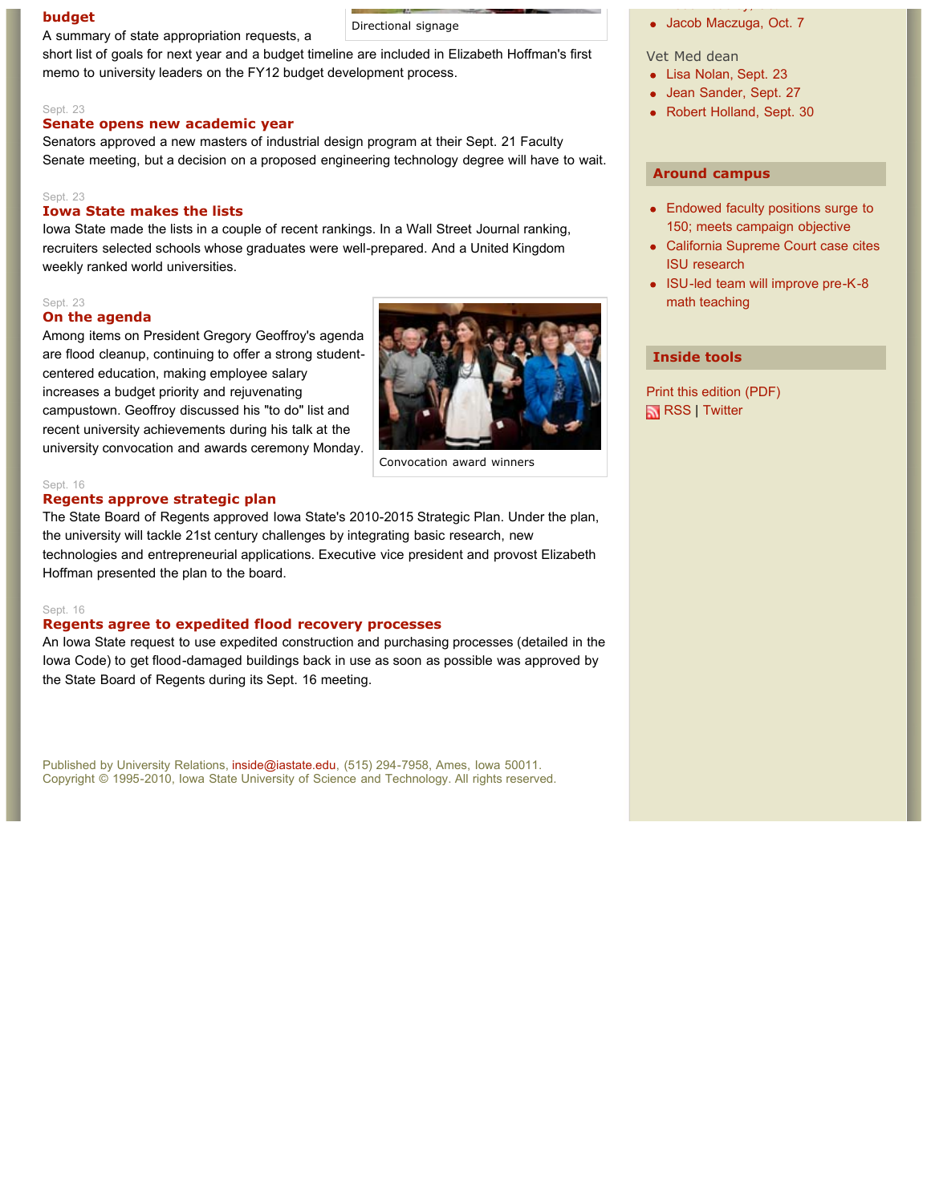### budget

A summary of state appropriation requests, a short list of goals for next year and a budget timeline are included in Elizabeth Hoffman's first memo to university leaders on the FY12 budget development process.

Directional signage

Sept. 23

### Senate opens new academic year

Senators approved a new masters of industrial design program at their Sept. 21 Faculty Senate meeting, but a decision on a proposed engineering technology degree will have to wait.

Sept. 23

### Iowa State makes the lists

Iowa State made the lists in a couple of recent rankings. In a Wall Street Journal ranking, recruiters selected schools whose graduates were well-prepared. And a United Kingdom weekly ranked world universities.

Sept. 23

### On the agenda

Among items on President Gregory Geoffroy's agenda are flood cleanup, continuing to offer a strong student-centered education, making employee salary increases a budget priority and rejuvenating campustown. Geoffroy discussed his "to do" list and recent university achievements during his talk at the university convocation and awards ceremony Monday.

Convocation award winners

Sept. 16

### Regents approve strategic plan

The State Board of Regents approved Iowa State's 2010-2015 Strategic Plan. Under the plan, the university will tackle 21st century challenges by integrating basic research, new technologies and entrepreneurial applications. Executive vice president and provost Elizabeth Hoffman presented the plan to the board.

Sept. 16

### Regents agree to expedited flood recovery processes

An Iowa State request to use expedited construction and purchasing processes (detailed in the Iowa Code) to get flood-damaged buildings back in use as soon as possible was approved by the State Board of Regents during its Sept. 16 meeting.

Published by University Relations, inside@iastate.edu, (515) 294-7958, Ames, Iowa 50011.
Copyright © 1995-2010, Iowa State University of Science and Technology. All rights reserved.

- Jacob Maczuga, Oct. 7

Vet Med dean

- Lisa Nolan, Sept. 23
- Jean Sander, Sept. 27
- Robert Holland, Sept. 30

## Around campus

- Endowed faculty positions surge to 150; meets campaign objective
- California Supreme Court case cites ISU research
- ISU-led team will improve pre-K-8 math teaching

## Inside tools

Print this edition (PDF)
RSS | Twitter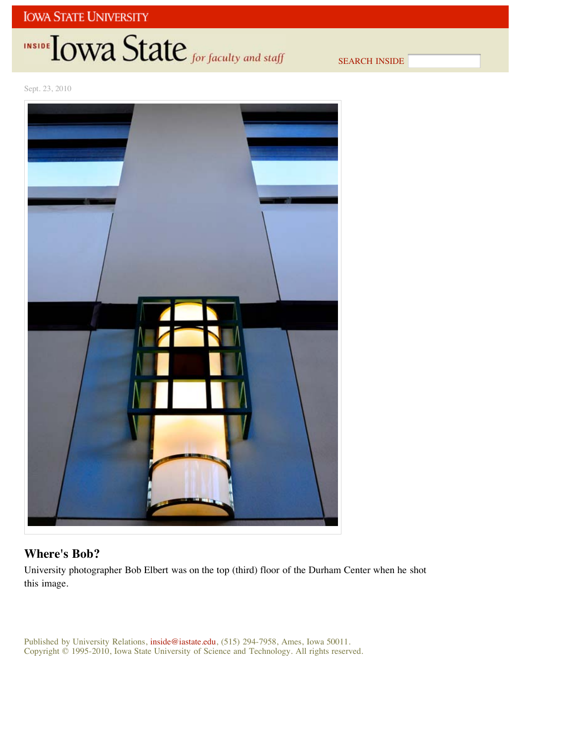Sept. 23, 2010

## Where's Bob?

University photographer Bob Elbert was on the top (third) floor of the Durham Center when he shot this image.

Published by University Relations, inside@iastate.edu, (515) 294-7958, Ames, Iowa 50011.
Copyright © 1995-2010, Iowa State University of Science and Technology. All rights reserved.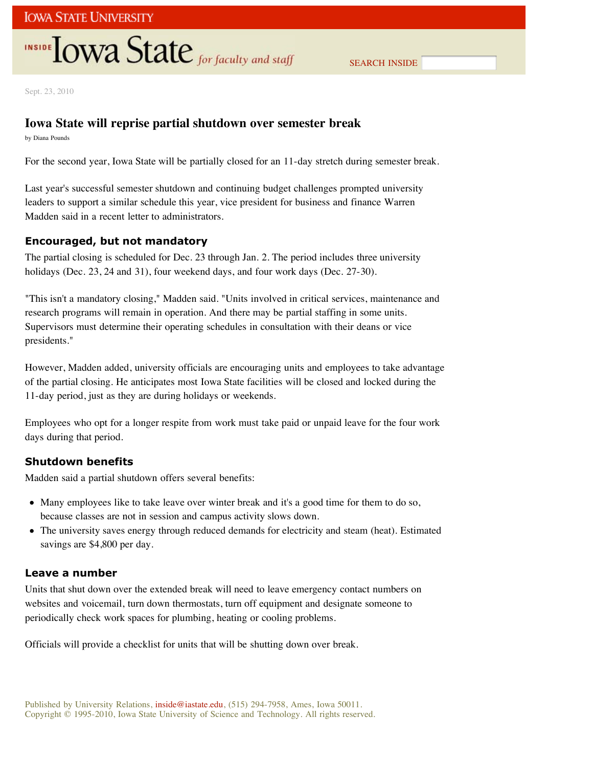Sept. 23, 2010

# Iowa State will reprise partial shutdown over semester break

by Diana Pounds

For the second year, Iowa State will be partially closed for an 11-day stretch during semester break.

Last year's successful semester shutdown and continuing budget challenges prompted university leaders to support a similar schedule this year, vice president for business and finance Warren Madden said in a recent letter to administrators.

## Encouraged, but not mandatory

The partial closing is scheduled for Dec. 23 through Jan. 2. The period includes three university holidays (Dec. 23, 24 and 31), four weekend days, and four work days (Dec. 27-30).

"This isn't a mandatory closing," Madden said. "Units involved in critical services, maintenance and research programs will remain in operation. And there may be partial staffing in some units. Supervisors must determine their operating schedules in consultation with their deans or vice presidents."

However, Madden added, university officials are encouraging units and employees to take advantage of the partial closing. He anticipates most Iowa State facilities will be closed and locked during the 11-day period, just as they are during holidays or weekends.

Employees who opt for a longer respite from work must take paid or unpaid leave for the four work days during that period.

## Shutdown benefits

Madden said a partial shutdown offers several benefits:

- Many employees like to take leave over winter break and it's a good time for them to do so, because classes are not in session and campus activity slows down.
- The university saves energy through reduced demands for electricity and steam (heat). Estimated savings are $4,800 per day.

## Leave a number

Units that shut down over the extended break will need to leave emergency contact numbers on websites and voicemail, turn down thermostats, turn off equipment and designate someone to periodically check work spaces for plumbing, heating or cooling problems.

Officials will provide a checklist for units that will be shutting down over break.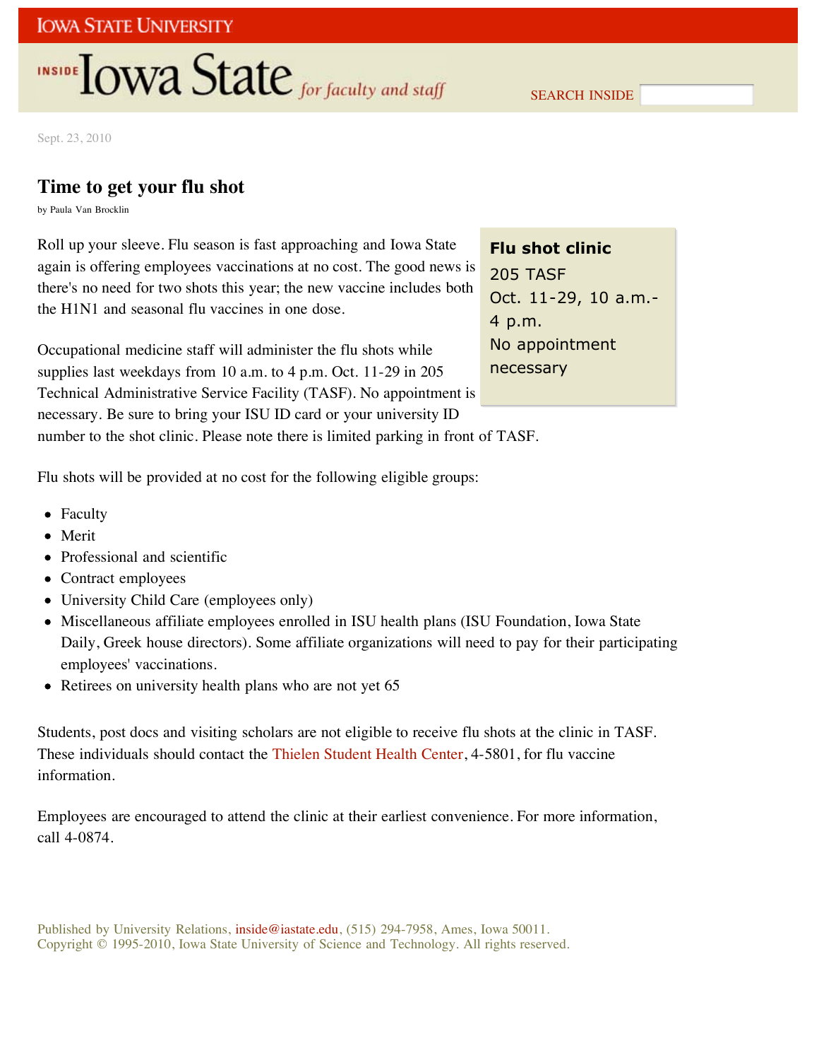Sept. 23, 2010

# Time to get your flu shot

by Paula Van Brocklin

Roll up your sleeve. Flu season is fast approaching and Iowa State again is offering employees vaccinations at no cost. The good news is there's no need for two shots this year; the new vaccine includes both the H1N1 and seasonal flu vaccines in one dose.

> **Flu shot clinic**
> 205 TASF
> Oct. 11-29, 10 a.m.-4 p.m.
> No appointment necessary

Occupational medicine staff will administer the flu shots while supplies last weekdays from 10 a.m. to 4 p.m. Oct. 11-29 in 205 Technical Administrative Service Facility (TASF). No appointment is necessary. Be sure to bring your ISU ID card or your university ID number to the shot clinic. Please note there is limited parking in front of TASF.

Flu shots will be provided at no cost for the following eligible groups:

- Faculty
- Merit
- Professional and scientific
- Contract employees
- University Child Care (employees only)
- Miscellaneous affiliate employees enrolled in ISU health plans (ISU Foundation, Iowa State Daily, Greek house directors). Some affiliate organizations will need to pay for their participating employees' vaccinations.
- Retirees on university health plans who are not yet 65

Students, post docs and visiting scholars are not eligible to receive flu shots at the clinic in TASF. These individuals should contact the Thielen Student Health Center, 4-5801, for flu vaccine information.

Employees are encouraged to attend the clinic at their earliest convenience. For more information, call 4-0874.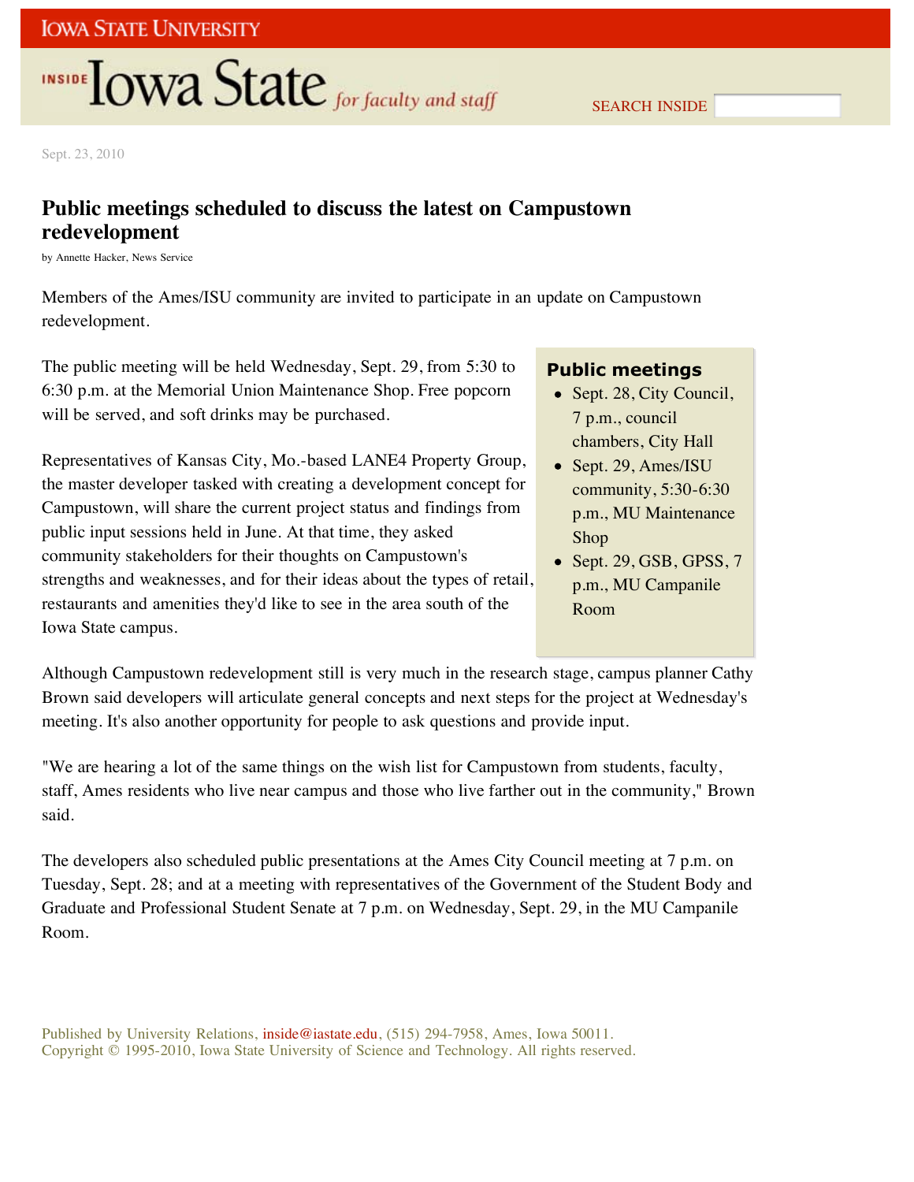Sept. 23, 2010

# Public meetings scheduled to discuss the latest on Campustown redevelopment

by Annette Hacker, News Service

Members of the Ames/ISU community are invited to participate in an update on Campustown redevelopment.

The public meeting will be held Wednesday, Sept. 29, from 5:30 to 6:30 p.m. at the Memorial Union Maintenance Shop. Free popcorn will be served, and soft drinks may be purchased.

Representatives of Kansas City, Mo.-based LANE4 Property Group, the master developer tasked with creating a development concept for Campustown, will share the current project status and findings from public input sessions held in June. At that time, they asked community stakeholders for their thoughts on Campustown's strengths and weaknesses, and for their ideas about the types of retail, restaurants and amenities they'd like to see in the area south of the Iowa State campus.

### Public meetings

- Sept. 28, City Council, 7 p.m., council chambers, City Hall
- Sept. 29, Ames/ISU community, 5:30-6:30 p.m., MU Maintenance Shop
- Sept. 29, GSB, GPSS, 7 p.m., MU Campanile Room

Although Campustown redevelopment still is very much in the research stage, campus planner Cathy Brown said developers will articulate general concepts and next steps for the project at Wednesday's meeting. It's also another opportunity for people to ask questions and provide input.

"We are hearing a lot of the same things on the wish list for Campustown from students, faculty, staff, Ames residents who live near campus and those who live farther out in the community," Brown said.

The developers also scheduled public presentations at the Ames City Council meeting at 7 p.m. on Tuesday, Sept. 28; and at a meeting with representatives of the Government of the Student Body and Graduate and Professional Student Senate at 7 p.m. on Wednesday, Sept. 29, in the MU Campanile Room.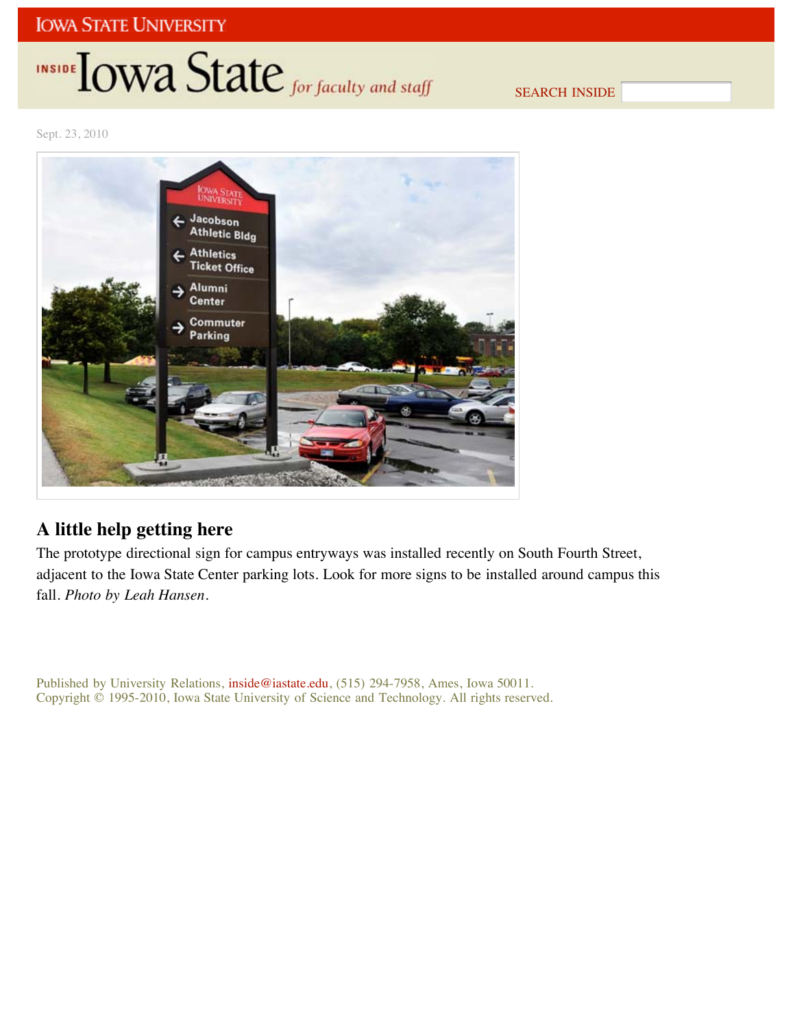Sept. 23, 2010

## A little help getting here

The prototype directional sign for campus entryways was installed recently on South Fourth Street, adjacent to the Iowa State Center parking lots. Look for more signs to be installed around campus this fall. *Photo by Leah Hansen*.

Published by University Relations, inside@iastate.edu, (515) 294-7958, Ames, Iowa 50011.
Copyright © 1995-2010, Iowa State University of Science and Technology. All rights reserved.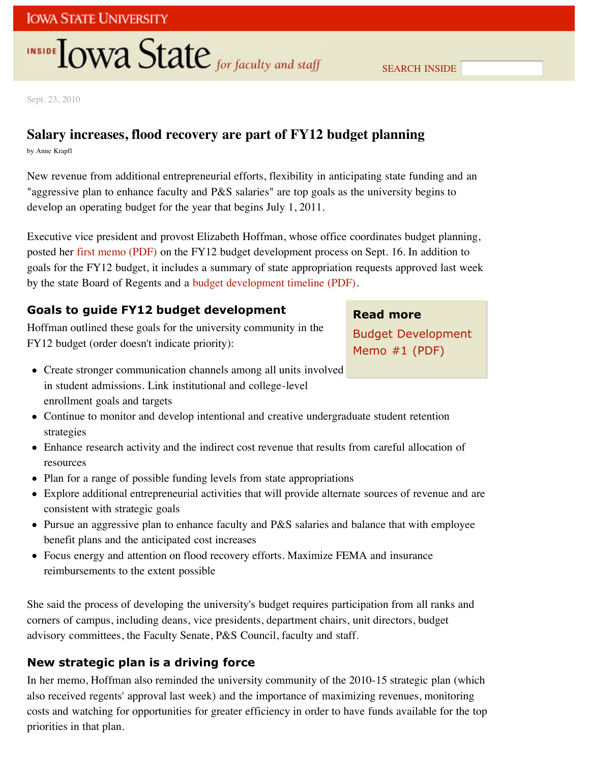Sept. 23, 2010

# Salary increases, flood recovery are part of FY12 budget planning

by Anne Krapfl

New revenue from additional entrepreneurial efforts, flexibility in anticipating state funding and an "aggressive plan to enhance faculty and P&S salaries" are top goals as the university begins to develop an operating budget for the year that begins July 1, 2011.

Executive vice president and provost Elizabeth Hoffman, whose office coordinates budget planning, posted her first memo (PDF) on the FY12 budget development process on Sept. 16. In addition to goals for the FY12 budget, it includes a summary of state appropriation requests approved last week by the state Board of Regents and a budget development timeline (PDF).

## Goals to guide FY12 budget development

Hoffman outlined these goals for the university community in the FY12 budget (order doesn't indicate priority):

- Create stronger communication channels among all units involved in student admissions. Link institutional and college-level enrollment goals and targets
- Continue to monitor and develop intentional and creative undergraduate student retention strategies
- Enhance research activity and the indirect cost revenue that results from careful allocation of resources
- Plan for a range of possible funding levels from state appropriations
- Explore additional entrepreneurial activities that will provide alternate sources of revenue and are consistent with strategic goals
- Pursue an aggressive plan to enhance faculty and P&S salaries and balance that with employee benefit plans and the anticipated cost increases
- Focus energy and attention on flood recovery efforts. Maximize FEMA and insurance reimbursements to the extent possible

**Read more**

Budget Development Memo #1 (PDF)

She said the process of developing the university's budget requires participation from all ranks and corners of campus, including deans, vice presidents, department chairs, unit directors, budget advisory committees, the Faculty Senate, P&S Council, faculty and staff.

## New strategic plan is a driving force

In her memo, Hoffman also reminded the university community of the 2010-15 strategic plan (which also received regents' approval last week) and the importance of maximizing revenues, monitoring costs and watching for opportunities for greater efficiency in order to have funds available for the top priorities in that plan.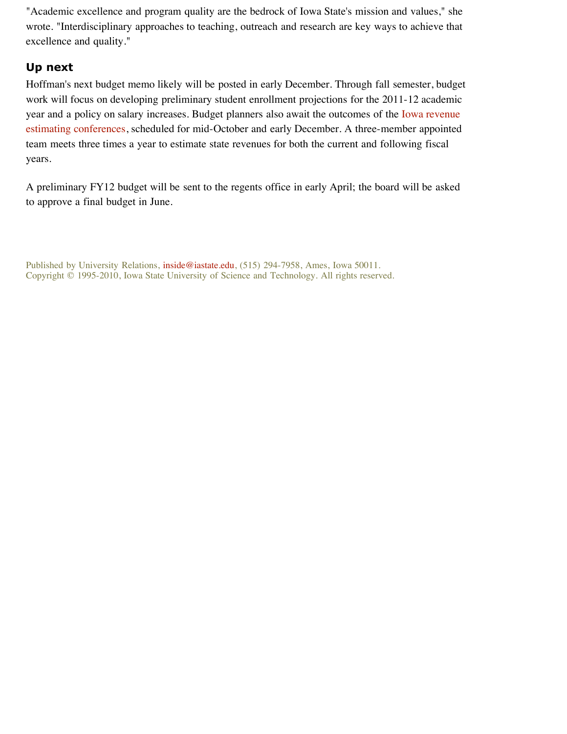"Academic excellence and program quality are the bedrock of Iowa State's mission and values," she wrote. "Interdisciplinary approaches to teaching, outreach and research are key ways to achieve that excellence and quality."

### Up next

Hoffman's next budget memo likely will be posted in early December. Through fall semester, budget work will focus on developing preliminary student enrollment projections for the 2011-12 academic year and a policy on salary increases. Budget planners also await the outcomes of the Iowa revenue estimating conferences, scheduled for mid-October and early December. A three-member appointed team meets three times a year to estimate state revenues for both the current and following fiscal years.

A preliminary FY12 budget will be sent to the regents office in early April; the board will be asked to approve a final budget in June.

Published by University Relations, inside@iastate.edu, (515) 294-7958, Ames, Iowa 50011.
Copyright © 1995-2010, Iowa State University of Science and Technology. All rights reserved.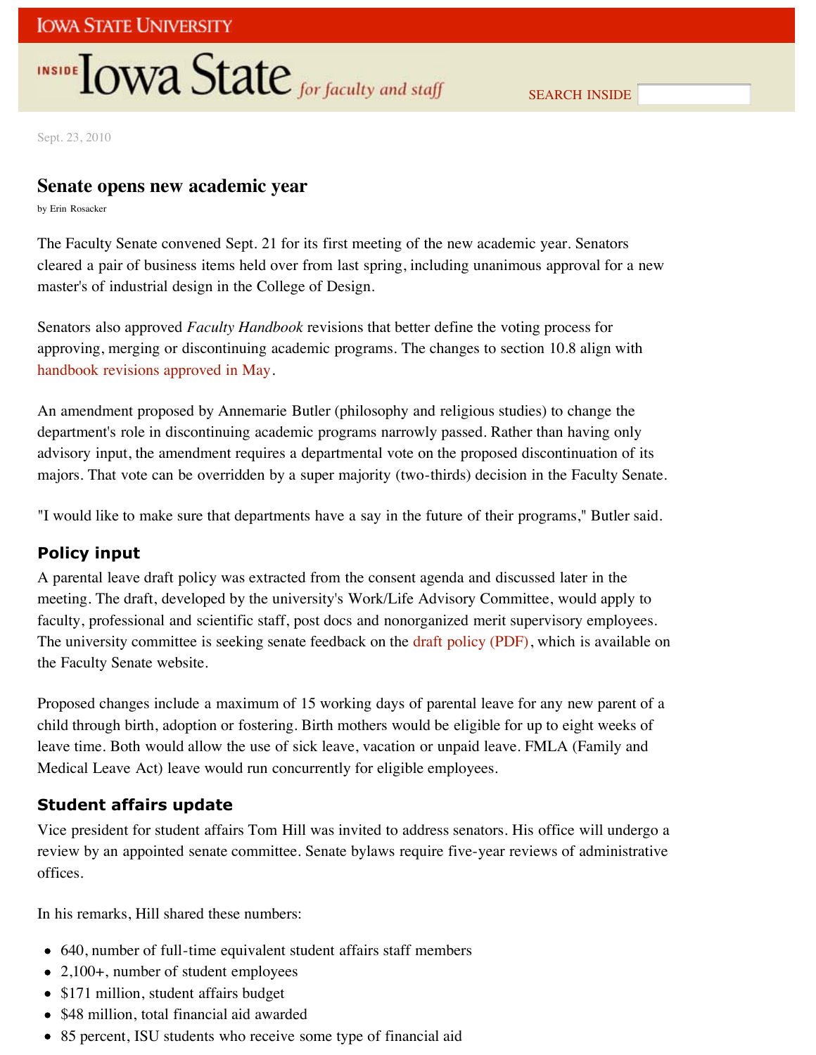Sept. 23, 2010

# Senate opens new academic year

by Erin Rosacker

The Faculty Senate convened Sept. 21 for its first meeting of the new academic year. Senators cleared a pair of business items held over from last spring, including unanimous approval for a new master's of industrial design in the College of Design.

Senators also approved *Faculty Handbook* revisions that better define the voting process for approving, merging or discontinuing academic programs. The changes to section 10.8 align with handbook revisions approved in May.

An amendment proposed by Annemarie Butler (philosophy and religious studies) to change the department's role in discontinuing academic programs narrowly passed. Rather than having only advisory input, the amendment requires a departmental vote on the proposed discontinuation of its majors. That vote can be overridden by a super majority (two-thirds) decision in the Faculty Senate.

"I would like to make sure that departments have a say in the future of their programs," Butler said.

## Policy input

A parental leave draft policy was extracted from the consent agenda and discussed later in the meeting. The draft, developed by the university's Work/Life Advisory Committee, would apply to faculty, professional and scientific staff, post docs and nonorganized merit supervisory employees. The university committee is seeking senate feedback on the draft policy (PDF), which is available on the Faculty Senate website.

Proposed changes include a maximum of 15 working days of parental leave for any new parent of a child through birth, adoption or fostering. Birth mothers would be eligible for up to eight weeks of leave time. Both would allow the use of sick leave, vacation or unpaid leave. FMLA (Family and Medical Leave Act) leave would run concurrently for eligible employees.

## Student affairs update

Vice president for student affairs Tom Hill was invited to address senators. His office will undergo a review by an appointed senate committee. Senate bylaws require five-year reviews of administrative offices.

In his remarks, Hill shared these numbers:

- 640, number of full-time equivalent student affairs staff members
- 2,100+, number of student employees
- $171 million, student affairs budget
- $48 million, total financial aid awarded
- 85 percent, ISU students who receive some type of financial aid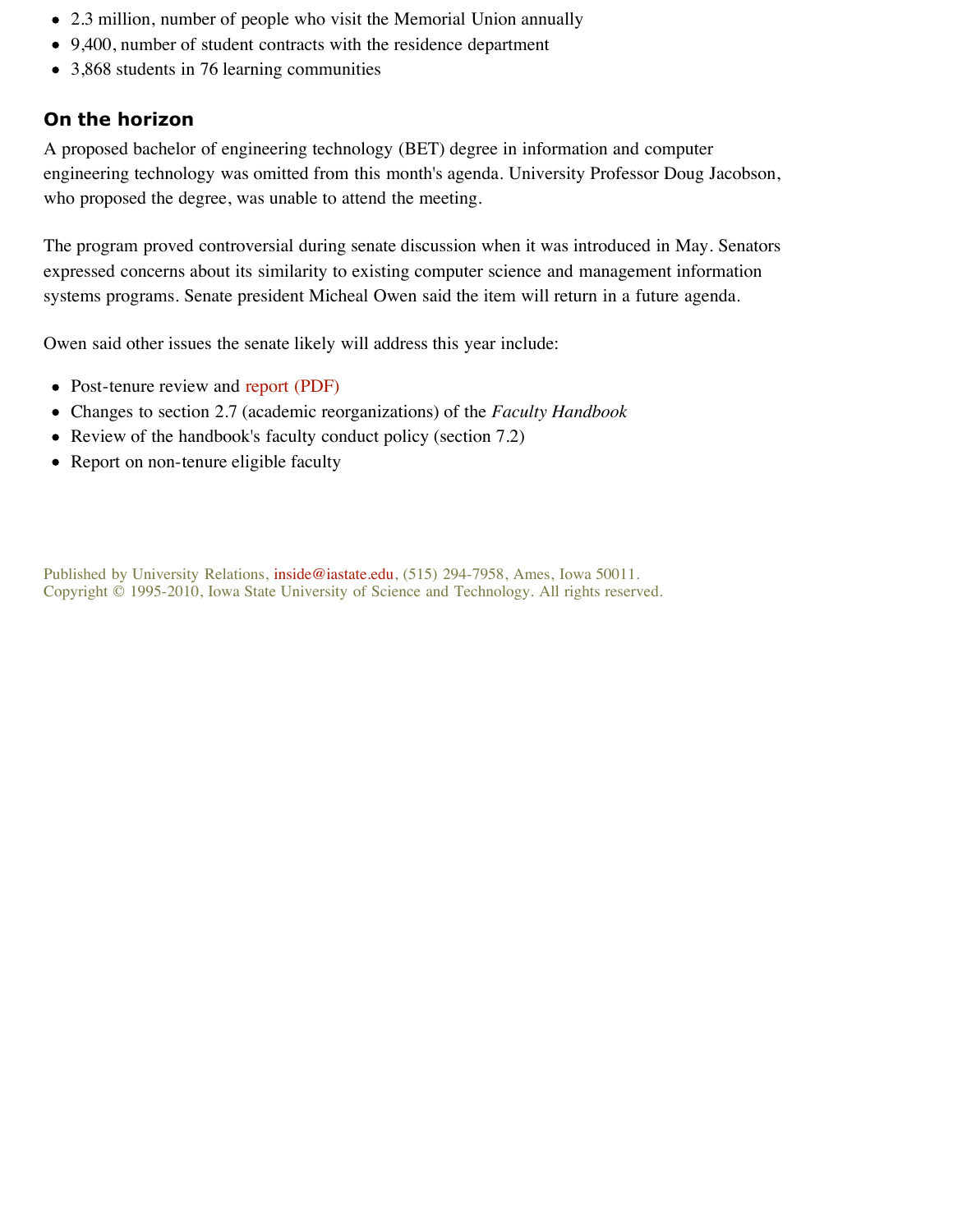- 2.3 million, number of people who visit the Memorial Union annually
- 9,400, number of student contracts with the residence department
- 3,868 students in 76 learning communities

## On the horizon

A proposed bachelor of engineering technology (BET) degree in information and computer engineering technology was omitted from this month's agenda. University Professor Doug Jacobson, who proposed the degree, was unable to attend the meeting.

The program proved controversial during senate discussion when it was introduced in May. Senators expressed concerns about its similarity to existing computer science and management information systems programs. Senate president Micheal Owen said the item will return in a future agenda.

Owen said other issues the senate likely will address this year include:

- Post-tenure review and report (PDF)
- Changes to section 2.7 (academic reorganizations) of the *Faculty Handbook*
- Review of the handbook's faculty conduct policy (section 7.2)
- Report on non-tenure eligible faculty

Published by University Relations, inside@iastate.edu, (515) 294-7958, Ames, Iowa 50011.
Copyright © 1995-2010, Iowa State University of Science and Technology. All rights reserved.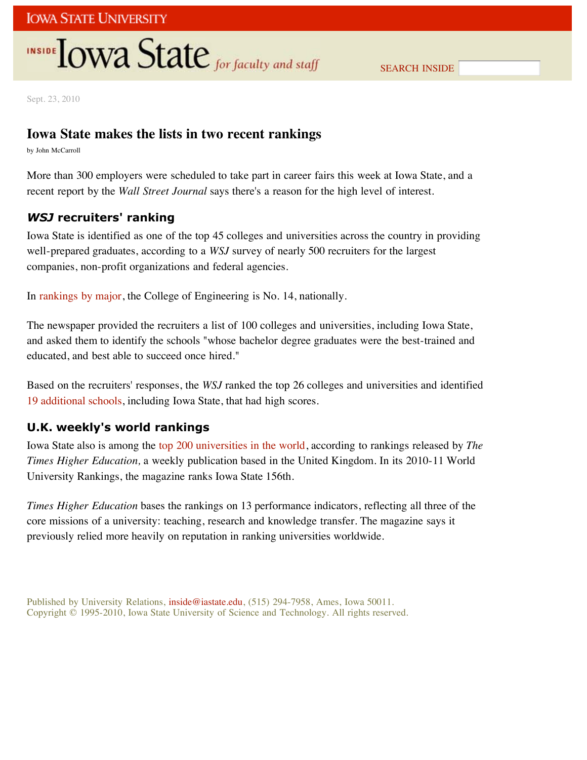Sept. 23, 2010

# Iowa State makes the lists in two recent rankings

by John McCarroll

More than 300 employers were scheduled to take part in career fairs this week at Iowa State, and a recent report by the *Wall Street Journal* says there's a reason for the high level of interest.

## *WSJ* recruiters' ranking

Iowa State is identified as one of the top 45 colleges and universities across the country in providing well-prepared graduates, according to a *WSJ* survey of nearly 500 recruiters for the largest companies, non-profit organizations and federal agencies.

In rankings by major, the College of Engineering is No. 14, nationally.

The newspaper provided the recruiters a list of 100 colleges and universities, including Iowa State, and asked them to identify the schools "whose bachelor degree graduates were the best-trained and educated, and best able to succeed once hired."

Based on the recruiters' responses, the *WSJ* ranked the top 26 colleges and universities and identified 19 additional schools, including Iowa State, that had high scores.

## U.K. weekly's world rankings

Iowa State also is among the top 200 universities in the world, according to rankings released by *The Times Higher Education,* a weekly publication based in the United Kingdom. In its 2010-11 World University Rankings, the magazine ranks Iowa State 156th.

*Times Higher Education* bases the rankings on 13 performance indicators, reflecting all three of the core missions of a university: teaching, research and knowledge transfer. The magazine says it previously relied more heavily on reputation in ranking universities worldwide.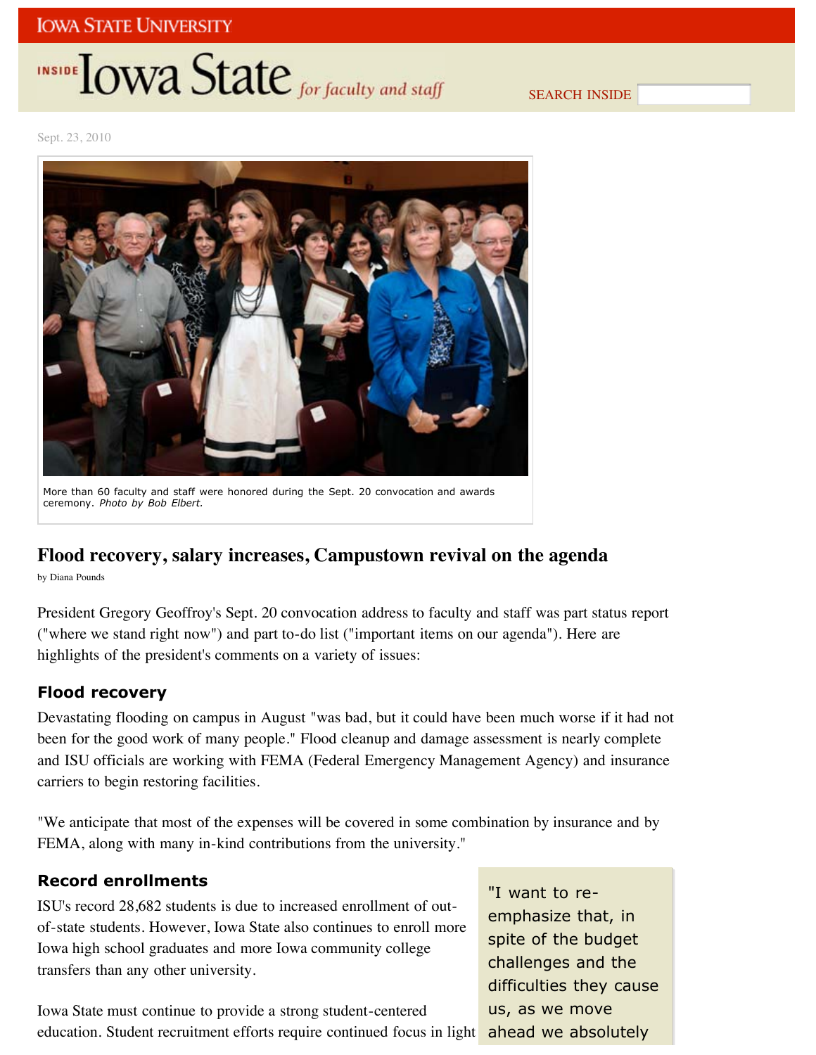Sept. 23, 2010

More than 60 faculty and staff were honored during the Sept. 20 convocation and awards ceremony. *Photo by Bob Elbert.*

# Flood recovery, salary increases, Campustown revival on the agenda

by Diana Pounds

President Gregory Geoffroy's Sept. 20 convocation address to faculty and staff was part status report ("where we stand right now") and part to-do list ("important items on our agenda"). Here are highlights of the president's comments on a variety of issues:

## Flood recovery

Devastating flooding on campus in August "was bad, but it could have been much worse if it had not been for the good work of many people." Flood cleanup and damage assessment is nearly complete and ISU officials are working with FEMA (Federal Emergency Management Agency) and insurance carriers to begin restoring facilities.

"We anticipate that most of the expenses will be covered in some combination by insurance and by FEMA, along with many in-kind contributions from the university."

## Record enrollments

ISU's record 28,682 students is due to increased enrollment of out-of-state students. However, Iowa State also continues to enroll more Iowa high school graduates and more Iowa community college transfers than any other university.

Iowa State must continue to provide a strong student-centered education. Student recruitment efforts require continued focus in light

"I want to re-emphasize that, in spite of the budget challenges and the difficulties they cause us, as we move ahead we absolutely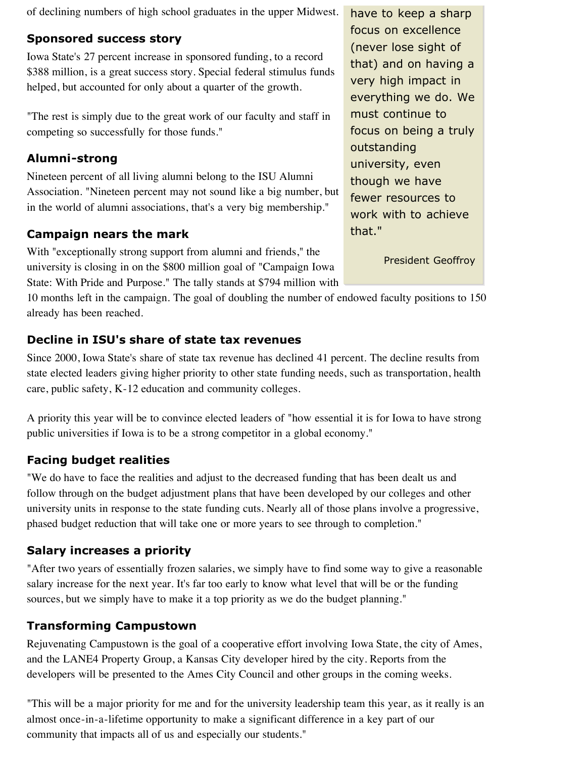of declining numbers of high school graduates in the upper Midwest.

### Sponsored success story

Iowa State's 27 percent increase in sponsored funding, to a record $388 million, is a great success story. Special federal stimulus funds helped, but accounted for only about a quarter of the growth.

"The rest is simply due to the great work of our faculty and staff in competing so successfully for those funds."

### Alumni-strong

Nineteen percent of all living alumni belong to the ISU Alumni Association. "Nineteen percent may not sound like a big number, but in the world of alumni associations, that's a very big membership."

### Campaign nears the mark

With "exceptionally strong support from alumni and friends," the university is closing in on the $800 million goal of "Campaign Iowa State: With Pride and Purpose." The tally stands at $794 million with 10 months left in the campaign. The goal of doubling the number of endowed faculty positions to 150 already has been reached.

> have to keep a sharp focus on excellence (never lose sight of that) and on having a very high impact in everything we do. We must continue to focus on being a truly outstanding university, even though we have fewer resources to work with to achieve that."
>
> President Geoffroy

### Decline in ISU's share of state tax revenues

Since 2000, Iowa State's share of state tax revenue has declined 41 percent. The decline results from state elected leaders giving higher priority to other state funding needs, such as transportation, health care, public safety, K-12 education and community colleges.

A priority this year will be to convince elected leaders of "how essential it is for Iowa to have strong public universities if Iowa is to be a strong competitor in a global economy."

### Facing budget realities

"We do have to face the realities and adjust to the decreased funding that has been dealt us and follow through on the budget adjustment plans that have been developed by our colleges and other university units in response to the state funding cuts. Nearly all of those plans involve a progressive, phased budget reduction that will take one or more years to see through to completion."

### Salary increases a priority

"After two years of essentially frozen salaries, we simply have to find some way to give a reasonable salary increase for the next year. It's far too early to know what level that will be or the funding sources, but we simply have to make it a top priority as we do the budget planning."

### Transforming Campustown

Rejuvenating Campustown is the goal of a cooperative effort involving Iowa State, the city of Ames, and the LANE4 Property Group, a Kansas City developer hired by the city. Reports from the developers will be presented to the Ames City Council and other groups in the coming weeks.

"This will be a major priority for me and for the university leadership team this year, as it really is an almost once-in-a-lifetime opportunity to make a significant difference in a key part of our community that impacts all of us and especially our students."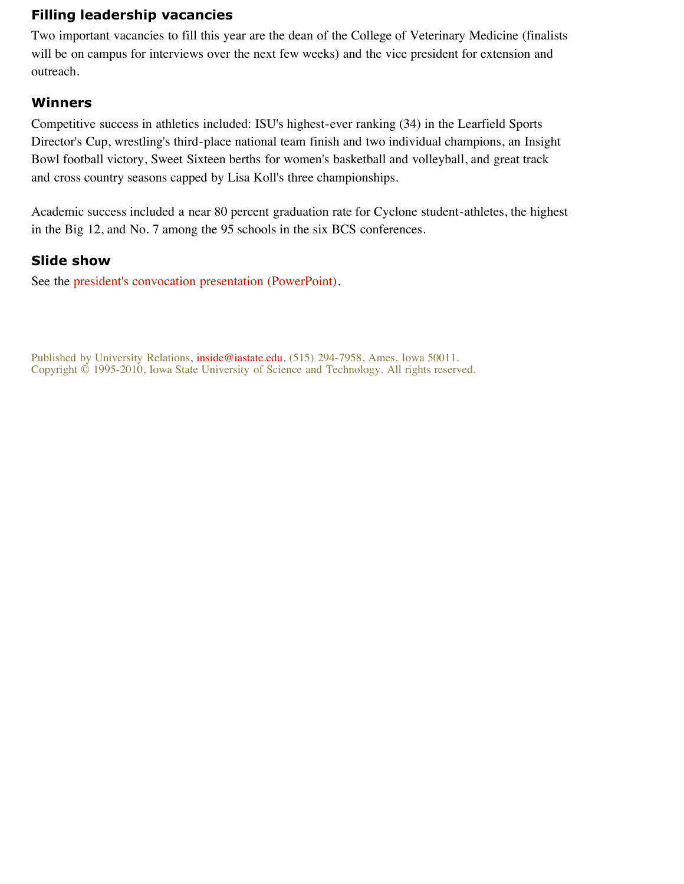## Filling leadership vacancies

Two important vacancies to fill this year are the dean of the College of Veterinary Medicine (finalists will be on campus for interviews over the next few weeks) and the vice president for extension and outreach.

## Winners

Competitive success in athletics included: ISU's highest-ever ranking (34) in the Learfield Sports Director's Cup, wrestling's third-place national team finish and two individual champions, an Insight Bowl football victory, Sweet Sixteen berths for women's basketball and volleyball, and great track and cross country seasons capped by Lisa Koll's three championships.

Academic success included a near 80 percent graduation rate for Cyclone student-athletes, the highest in the Big 12, and No. 7 among the 95 schools in the six BCS conferences.

## Slide show

See the president's convocation presentation (PowerPoint).

Published by University Relations, inside@iastate.edu, (515) 294-7958, Ames, Iowa 50011.
Copyright © 1995-2010, Iowa State University of Science and Technology. All rights reserved.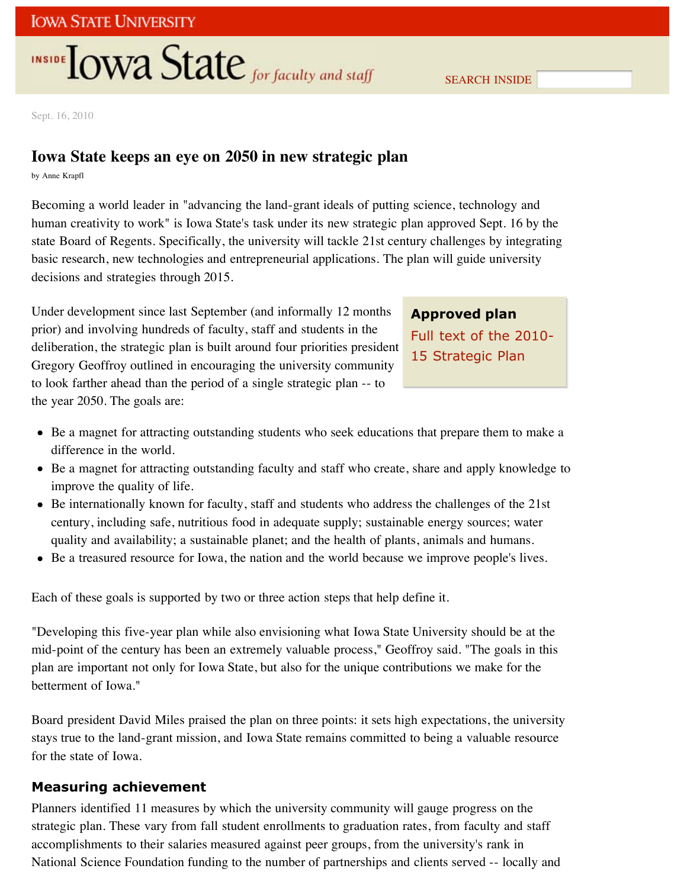Sept. 16, 2010

# Iowa State keeps an eye on 2050 in new strategic plan

by Anne Krapfl

Becoming a world leader in "advancing the land-grant ideals of putting science, technology and human creativity to work" is Iowa State's task under its new strategic plan approved Sept. 16 by the state Board of Regents. Specifically, the university will tackle 21st century challenges by integrating basic research, new technologies and entrepreneurial applications. The plan will guide university decisions and strategies through 2015.

**Approved plan**

Full text of the 2010-15 Strategic Plan

Under development since last September (and informally 12 months prior) and involving hundreds of faculty, staff and students in the deliberation, the strategic plan is built around four priorities president Gregory Geoffroy outlined in encouraging the university community to look farther ahead than the period of a single strategic plan -- to the year 2050. The goals are:

- Be a magnet for attracting outstanding students who seek educations that prepare them to make a difference in the world.
- Be a magnet for attracting outstanding faculty and staff who create, share and apply knowledge to improve the quality of life.
- Be internationally known for faculty, staff and students who address the challenges of the 21st century, including safe, nutritious food in adequate supply; sustainable energy sources; water quality and availability; a sustainable planet; and the health of plants, animals and humans.
- Be a treasured resource for Iowa, the nation and the world because we improve people's lives.

Each of these goals is supported by two or three action steps that help define it.

"Developing this five-year plan while also envisioning what Iowa State University should be at the mid-point of the century has been an extremely valuable process," Geoffroy said. "The goals in this plan are important not only for Iowa State, but also for the unique contributions we make for the betterment of Iowa."

Board president David Miles praised the plan on three points: it sets high expectations, the university stays true to the land-grant mission, and Iowa State remains committed to being a valuable resource for the state of Iowa.

## Measuring achievement

Planners identified 11 measures by which the university community will gauge progress on the strategic plan. These vary from fall student enrollments to graduation rates, from faculty and staff accomplishments to their salaries measured against peer groups, from the university's rank in National Science Foundation funding to the number of partnerships and clients served -- locally and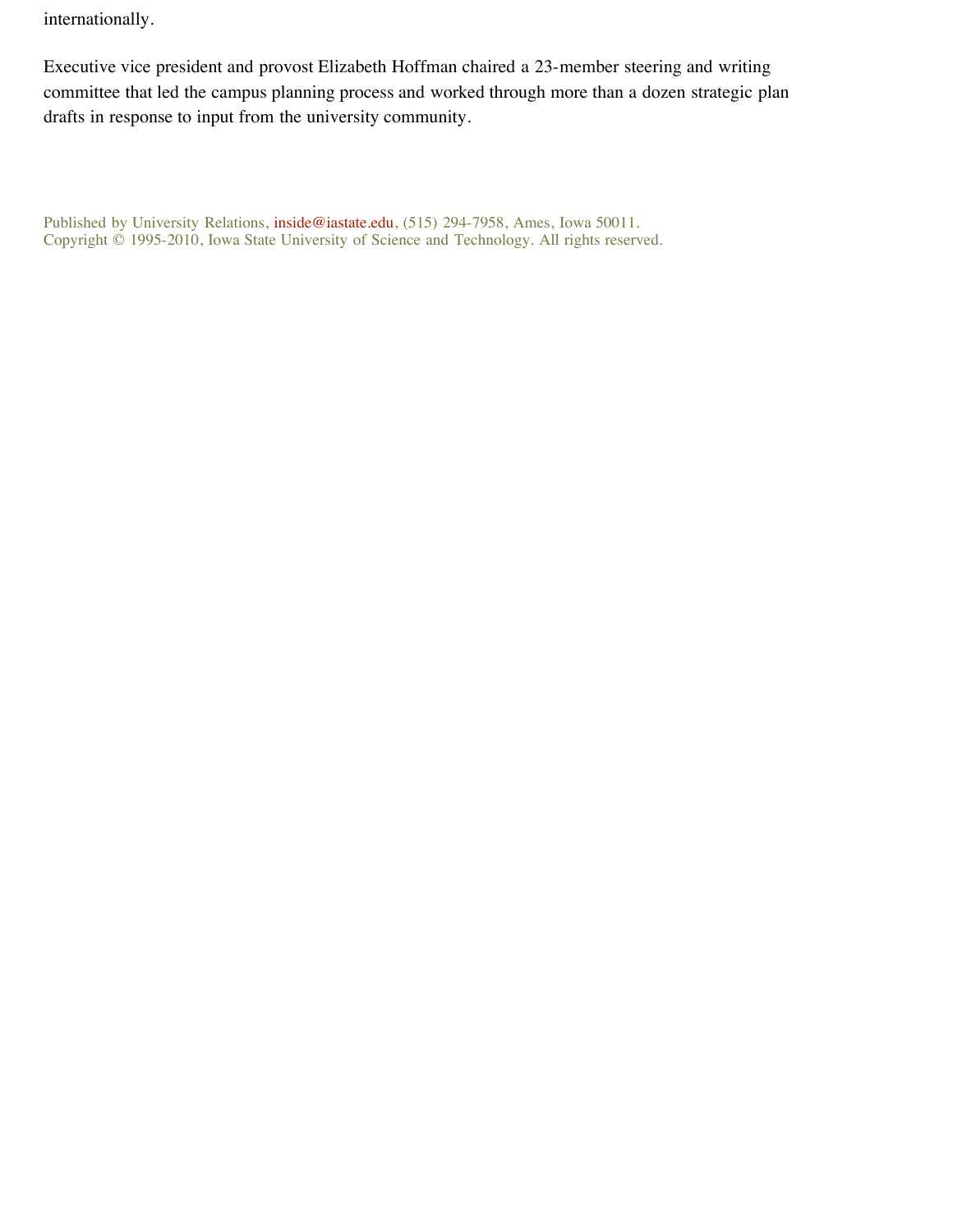internationally.

Executive vice president and provost Elizabeth Hoffman chaired a 23-member steering and writing committee that led the campus planning process and worked through more than a dozen strategic plan drafts in response to input from the university community.

Published by University Relations, inside@iastate.edu, (515) 294-7958, Ames, Iowa 50011.
Copyright © 1995-2010, Iowa State University of Science and Technology. All rights reserved.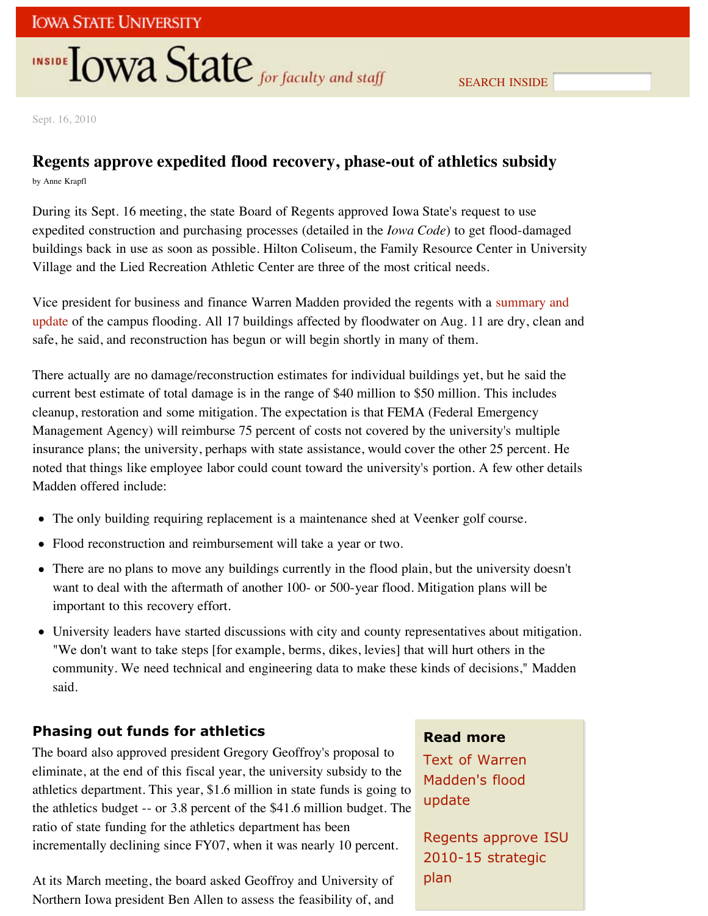Sept. 16, 2010

# Regents approve expedited flood recovery, phase-out of athletics subsidy

by Anne Krapfl

During its Sept. 16 meeting, the state Board of Regents approved Iowa State's request to use expedited construction and purchasing processes (detailed in the *Iowa Code*) to get flood-damaged buildings back in use as soon as possible. Hilton Coliseum, the Family Resource Center in University Village and the Lied Recreation Athletic Center are three of the most critical needs.

Vice president for business and finance Warren Madden provided the regents with a summary and update of the campus flooding. All 17 buildings affected by floodwater on Aug. 11 are dry, clean and safe, he said, and reconstruction has begun or will begin shortly in many of them.

There actually are no damage/reconstruction estimates for individual buildings yet, but he said the current best estimate of total damage is in the range of $40 million to $50 million. This includes cleanup, restoration and some mitigation. The expectation is that FEMA (Federal Emergency Management Agency) will reimburse 75 percent of costs not covered by the university's multiple insurance plans; the university, perhaps with state assistance, would cover the other 25 percent. He noted that things like employee labor could count toward the university's portion. A few other details Madden offered include:

- The only building requiring replacement is a maintenance shed at Veenker golf course.
- Flood reconstruction and reimbursement will take a year or two.
- There are no plans to move any buildings currently in the flood plain, but the university doesn't want to deal with the aftermath of another 100- or 500-year flood. Mitigation plans will be important to this recovery effort.
- University leaders have started discussions with city and county representatives about mitigation. "We don't want to take steps [for example, berms, dikes, levies] that will hurt others in the community. We need technical and engineering data to make these kinds of decisions," Madden said.

## Phasing out funds for athletics

The board also approved president Gregory Geoffroy's proposal to eliminate, at the end of this fiscal year, the university subsidy to the athletics department. This year, $1.6 million in state funds is going to the athletics budget -- or 3.8 percent of the $41.6 million budget. The ratio of state funding for the athletics department has been incrementally declining since FY07, when it was nearly 10 percent.

At its March meeting, the board asked Geoffroy and University of Northern Iowa president Ben Allen to assess the feasibility of, and

**Read more**

Text of Warren Madden's flood update

Regents approve ISU 2010-15 strategic plan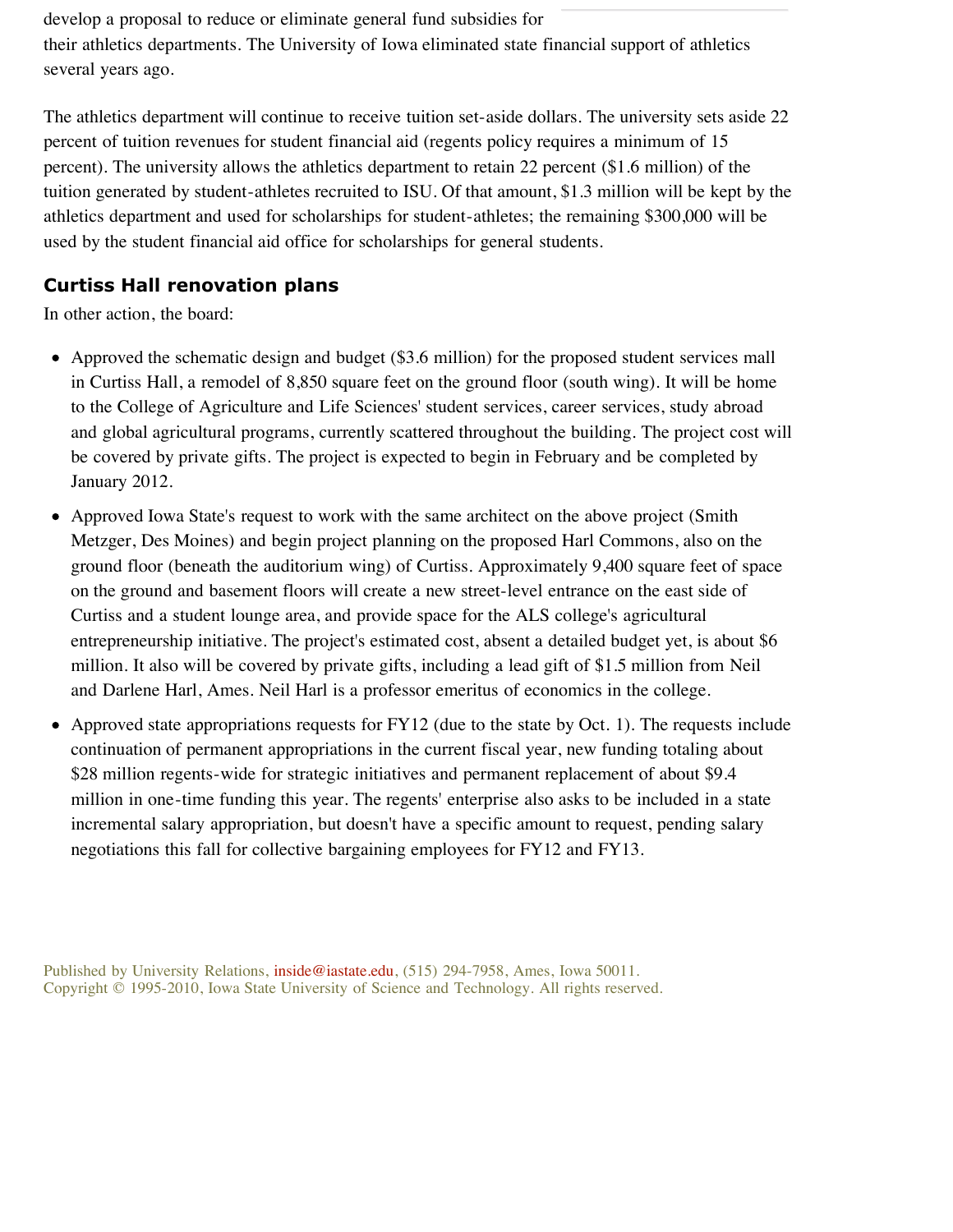develop a proposal to reduce or eliminate general fund subsidies for their athletics departments. The University of Iowa eliminated state financial support of athletics several years ago.

The athletics department will continue to receive tuition set-aside dollars. The university sets aside 22 percent of tuition revenues for student financial aid (regents policy requires a minimum of 15 percent). The university allows the athletics department to retain 22 percent ($1.6 million) of the tuition generated by student-athletes recruited to ISU. Of that amount, $1.3 million will be kept by the athletics department and used for scholarships for student-athletes; the remaining $300,000 will be used by the student financial aid office for scholarships for general students.

### Curtiss Hall renovation plans

In other action, the board:

- Approved the schematic design and budget ($3.6 million) for the proposed student services mall in Curtiss Hall, a remodel of 8,850 square feet on the ground floor (south wing). It will be home to the College of Agriculture and Life Sciences' student services, career services, study abroad and global agricultural programs, currently scattered throughout the building. The project cost will be covered by private gifts. The project is expected to begin in February and be completed by January 2012.
- Approved Iowa State's request to work with the same architect on the above project (Smith Metzger, Des Moines) and begin project planning on the proposed Harl Commons, also on the ground floor (beneath the auditorium wing) of Curtiss. Approximately 9,400 square feet of space on the ground and basement floors will create a new street-level entrance on the east side of Curtiss and a student lounge area, and provide space for the ALS college's agricultural entrepreneurship initiative. The project's estimated cost, absent a detailed budget yet, is about $6 million. It also will be covered by private gifts, including a lead gift of $1.5 million from Neil and Darlene Harl, Ames. Neil Harl is a professor emeritus of economics in the college.
- Approved state appropriations requests for FY12 (due to the state by Oct. 1). The requests include continuation of permanent appropriations in the current fiscal year, new funding totaling about $28 million regents-wide for strategic initiatives and permanent replacement of about $9.4 million in one-time funding this year. The regents' enterprise also asks to be included in a state incremental salary appropriation, but doesn't have a specific amount to request, pending salary negotiations this fall for collective bargaining employees for FY12 and FY13.

Published by University Relations, inside@iastate.edu, (515) 294-7958, Ames, Iowa 50011.
Copyright © 1995-2010, Iowa State University of Science and Technology. All rights reserved.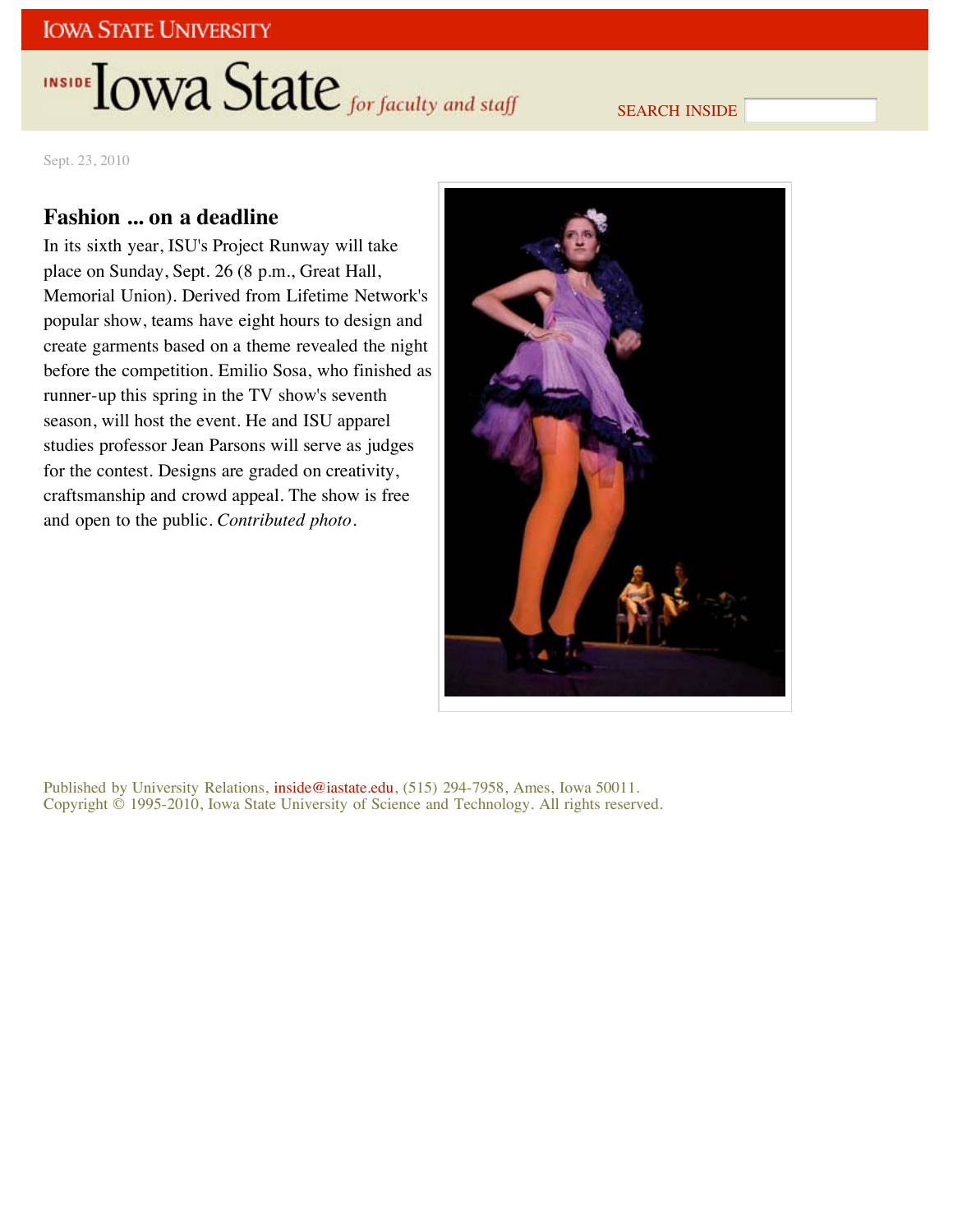Sept. 23, 2010

## Fashion ... on a deadline

In its sixth year, ISU's Project Runway will take place on Sunday, Sept. 26 (8 p.m., Great Hall, Memorial Union). Derived from Lifetime Network's popular show, teams have eight hours to design and create garments based on a theme revealed the night before the competition. Emilio Sosa, who finished as runner-up this spring in the TV show's seventh season, will host the event. He and ISU apparel studies professor Jean Parsons will serve as judges for the contest. Designs are graded on creativity, craftsmanship and crowd appeal. The show is free and open to the public. *Contributed photo*.

Published by University Relations, inside@iastate.edu, (515) 294-7958, Ames, Iowa 50011.
Copyright © 1995-2010, Iowa State University of Science and Technology. All rights reserved.